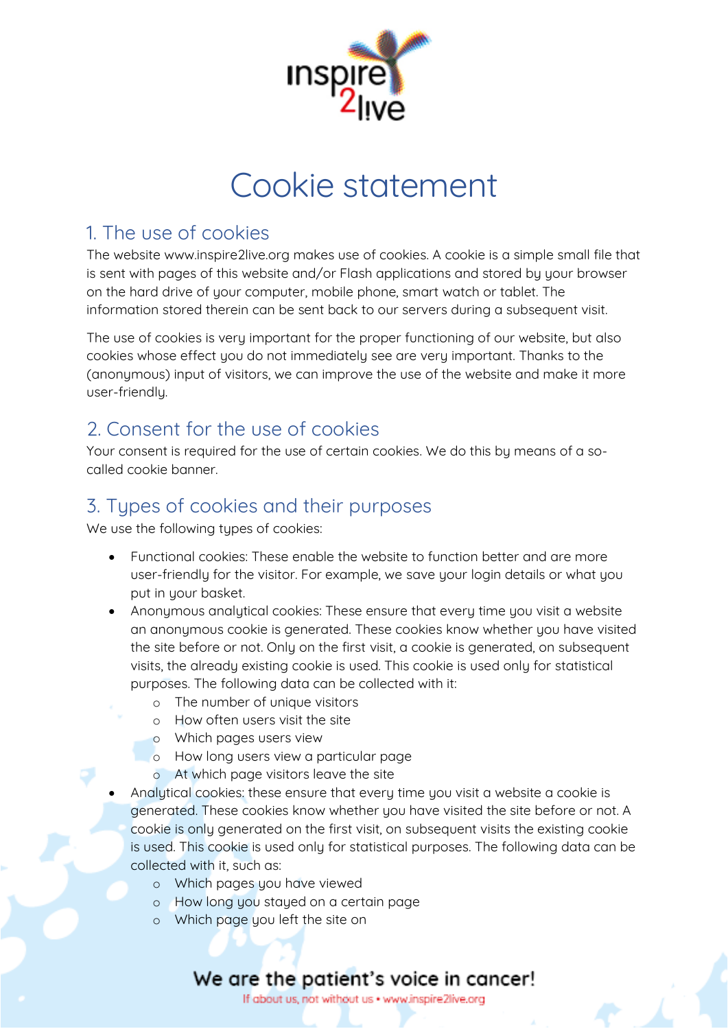# Cookie statement

## 1. The use of cookies

The website www.inspire2live.org makes use of cookies. A cookie is a simple small file that is sent with pages of this website and/or Flash applications and stored by your browser on the hard drive of your computer, mobile phone, smart watch or tablet. The information stored therein can be sent back to our servers during a subsequent visit.

The use of cookies is very important for the proper functioning of our website, but also cookies whose effect you do not immediately see are very important. Thanks to the (anonymous) input of visitors, we can improve the use of the website and make it more user-friendly.

## 2. Consent for the use of cookies

Your consent is required for the use of certain cookies. We do this by means of a so-called cookie banner.

## 3. Types of cookies and their purposes

We use the following types of cookies:

- Functional cookies: These enable the website to function better and are more user-friendly for the visitor. For example, we save your login details or what you put in your basket.
- Anonymous analytical cookies: These ensure that every time you visit a website an anonymous cookie is generated. These cookies know whether you have visited the site before or not. Only on the first visit, a cookie is generated, on subsequent visits, the already existing cookie is used. This cookie is used only for statistical purposes. The following data can be collected with it:
  - The number of unique visitors
  - How often users visit the site
  - Which pages users view
  - How long users view a particular page
  - At which page visitors leave the site
- Analytical cookies: these ensure that every time you visit a website a cookie is generated. These cookies know whether you have visited the site before or not. A cookie is only generated on the first visit, on subsequent visits the existing cookie is used. This cookie is used only for statistical purposes. The following data can be collected with it, such as:
  - Which pages you have viewed
  - How long you stayed on a certain page
  - Which page you left the site on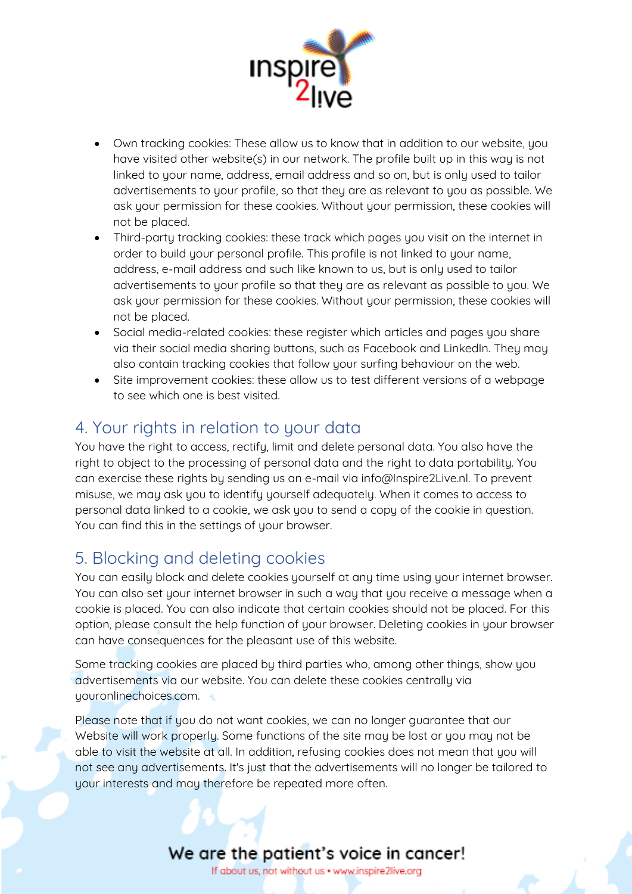- Own tracking cookies: These allow us to know that in addition to our website, you have visited other website(s) in our network. The profile built up in this way is not linked to your name, address, email address and so on, but is only used to tailor advertisements to your profile, so that they are as relevant to you as possible. We ask your permission for these cookies. Without your permission, these cookies will not be placed.
- Third-party tracking cookies: these track which pages you visit on the internet in order to build your personal profile. This profile is not linked to your name, address, e-mail address and such like known to us, but is only used to tailor advertisements to your profile so that they are as relevant as possible to you. We ask your permission for these cookies. Without your permission, these cookies will not be placed.
- Social media-related cookies: these register which articles and pages you share via their social media sharing buttons, such as Facebook and LinkedIn. They may also contain tracking cookies that follow your surfing behaviour on the web.
- Site improvement cookies: these allow us to test different versions of a webpage to see which one is best visited.

## 4. Your rights in relation to your data

You have the right to access, rectify, limit and delete personal data. You also have the right to object to the processing of personal data and the right to data portability. You can exercise these rights by sending us an e-mail via info@Inspire2Live.nl. To prevent misuse, we may ask you to identify yourself adequately. When it comes to access to personal data linked to a cookie, we ask you to send a copy of the cookie in question. You can find this in the settings of your browser.

## 5. Blocking and deleting cookies

You can easily block and delete cookies yourself at any time using your internet browser. You can also set your internet browser in such a way that you receive a message when a cookie is placed. You can also indicate that certain cookies should not be placed. For this option, please consult the help function of your browser. Deleting cookies in your browser can have consequences for the pleasant use of this website.

Some tracking cookies are placed by third parties who, among other things, show you advertisements via our website. You can delete these cookies centrally via youronlinechoices.com.

Please note that if you do not want cookies, we can no longer guarantee that our Website will work properly. Some functions of the site may be lost or you may not be able to visit the website at all. In addition, refusing cookies does not mean that you will not see any advertisements. It's just that the advertisements will no longer be tailored to your interests and may therefore be repeated more often.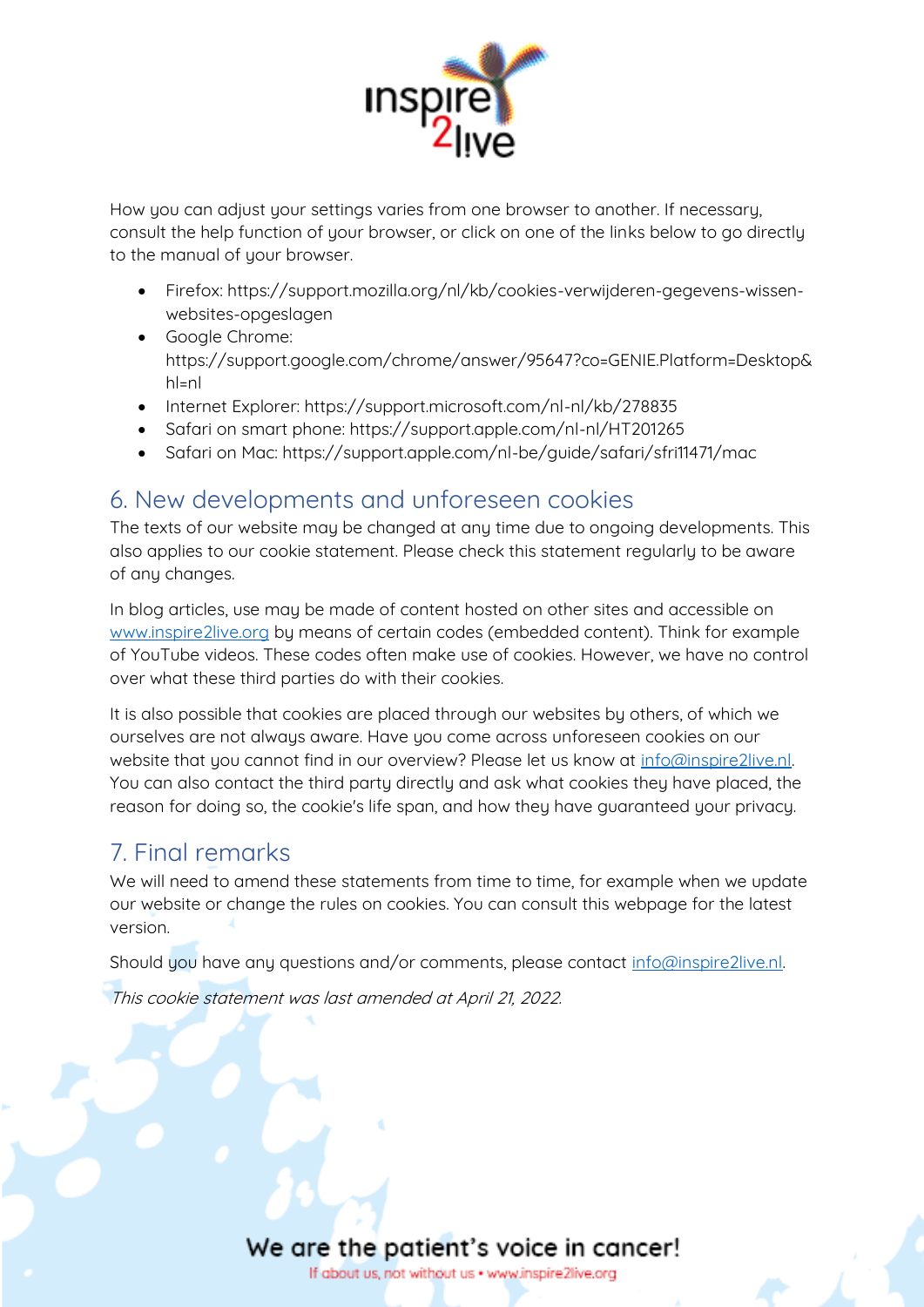How you can adjust your settings varies from one browser to another. If necessary, consult the help function of your browser, or click on one of the links below to go directly to the manual of your browser.

- Firefox: https://support.mozilla.org/nl/kb/cookies-verwijderen-gegevens-wissen-websites-opgeslagen
- Google Chrome: https://support.google.com/chrome/answer/95647?co=GENIE.Platform=Desktop&hl=nl
- Internet Explorer: https://support.microsoft.com/nl-nl/kb/278835
- Safari on smart phone: https://support.apple.com/nl-nl/HT201265
- Safari on Mac: https://support.apple.com/nl-be/guide/safari/sfri11471/mac

## 6. New developments and unforeseen cookies

The texts of our website may be changed at any time due to ongoing developments. This also applies to our cookie statement. Please check this statement regularly to be aware of any changes.

In blog articles, use may be made of content hosted on other sites and accessible on www.inspire2live.org by means of certain codes (embedded content). Think for example of YouTube videos. These codes often make use of cookies. However, we have no control over what these third parties do with their cookies.

It is also possible that cookies are placed through our websites by others, of which we ourselves are not always aware. Have you come across unforeseen cookies on our website that you cannot find in our overview? Please let us know at info@inspire2live.nl. You can also contact the third party directly and ask what cookies they have placed, the reason for doing so, the cookie's life span, and how they have guaranteed your privacy.

## 7. Final remarks

We will need to amend these statements from time to time, for example when we update our website or change the rules on cookies. You can consult this webpage for the latest version.

Should you have any questions and/or comments, please contact info@inspire2live.nl.

*This cookie statement was last amended at April 21, 2022.*